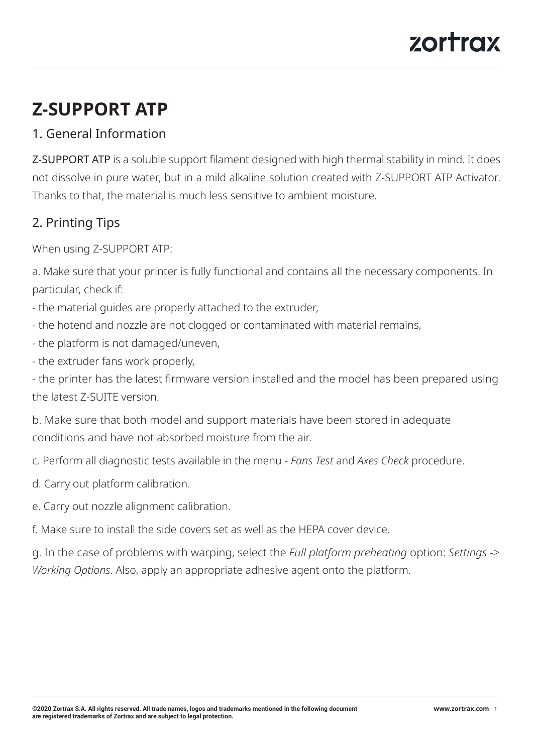# Z-SUPPORT ATP

## 1. General Information

Z-SUPPORT ATP is a soluble support filament designed with high thermal stability in mind. It does not dissolve in pure water, but in a mild alkaline solution created with Z-SUPPORT ATP Activator. Thanks to that, the material is much less sensitive to ambient moisture.

## 2. Printing Tips

When using Z-SUPPORT ATP:

a. Make sure that your printer is fully functional and contains all the necessary components. In particular, check if:

- the material guides are properly attached to the extruder,
- the hotend and nozzle are not clogged or contaminated with material remains,
- the platform is not damaged/uneven,
- the extruder fans work properly,
- the printer has the latest firmware version installed and the model has been prepared using the latest Z-SUITE version.

b. Make sure that both model and support materials have been stored in adequate conditions and have not absorbed moisture from the air.

c. Perform all diagnostic tests available in the menu - *Fans Test* and *Axes Check* procedure.

d. Carry out platform calibration.

e. Carry out nozzle alignment calibration.

f. Make sure to install the side covers set as well as the HEPA cover device.

g. In the case of problems with warping, select the *Full platform preheating* option: *Settings* -> *Working Options*. Also, apply an appropriate adhesive agent onto the platform.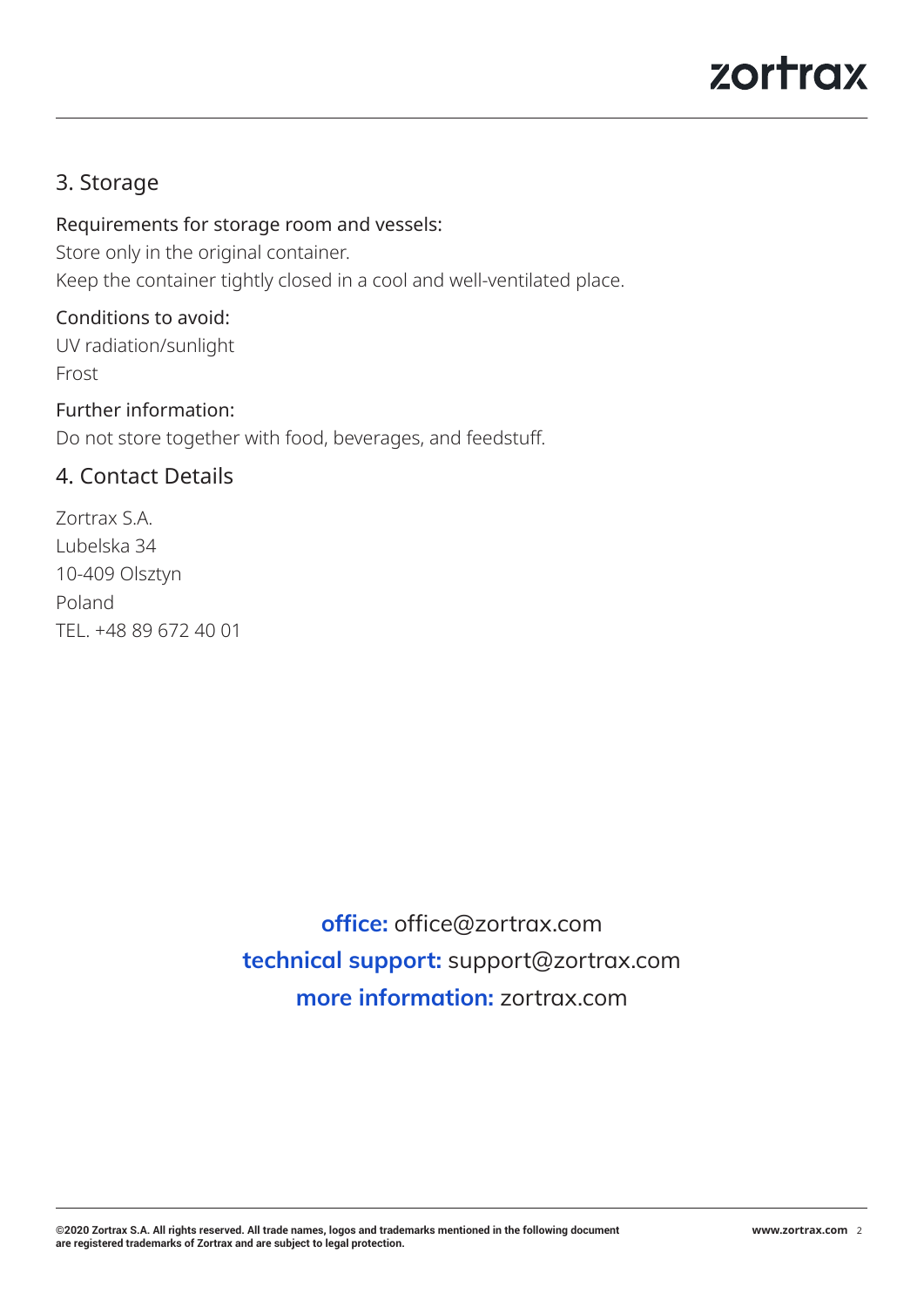## 3. Storage

Requirements for storage room and vessels:

Store only in the original container.
Keep the container tightly closed in a cool and well-ventilated place.

Conditions to avoid:

UV radiation/sunlight
Frost

Further information:

Do not store together with food, beverages, and feedstuff.

## 4. Contact Details

Zortrax S.A.
Lubelska 34
10-409 Olsztyn
Poland
TEL. +48 89 672 40 01

**office:** office@zortrax.com
**technical support:** support@zortrax.com
**more information:** zortrax.com

**©2020 Zortrax S.A. All rights reserved. All trade names, logos and trademarks mentioned in the following document are registered trademarks of Zortrax and are subject to legal protection.**